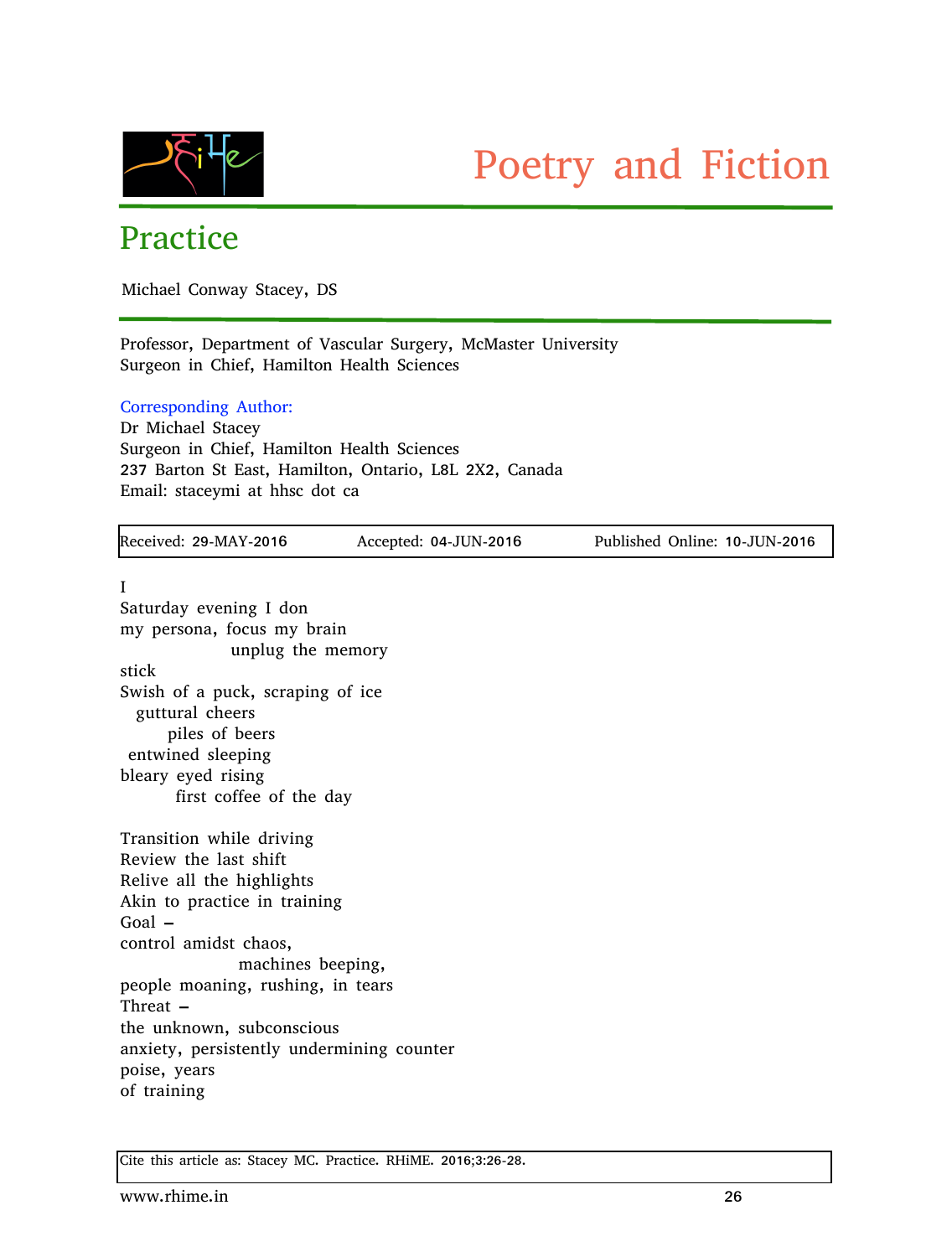Poetry and Fiction

# Practice

Michael Conway Stacey, DS

Professor, Department of Vascular Surgery, McMaster University
Surgeon in Chief, Hamilton Health Sciences

Corresponding Author:
Dr Michael Stacey
Surgeon in Chief, Hamilton Health Sciences
237 Barton St East, Hamilton, Ontario, L8L 2X2, Canada
Email: staceymi at hhsc dot ca

| Received: 29-MAY-2016 | Accepted: 04-JUN-2016 | Published Online: 10-JUN-2016 |
|---|---|---|

I
Saturday evening I don
my persona, focus my brain
              unplug the memory
stick
Swish of a puck, scraping of ice
  guttural cheers
      piles of beers
 entwined sleeping
bleary eyed rising
       first coffee of the day

Transition while driving
Review the last shift
Relive all the highlights
Akin to practice in training
Goal –
control amidst chaos,
               machines beeping,
people moaning, rushing, in tears
Threat –
the unknown, subconscious
anxiety, persistently undermining counter
poise, years
of training

Cite this article as: Stacey MC. Practice. RHiME. 2016;3:26-28.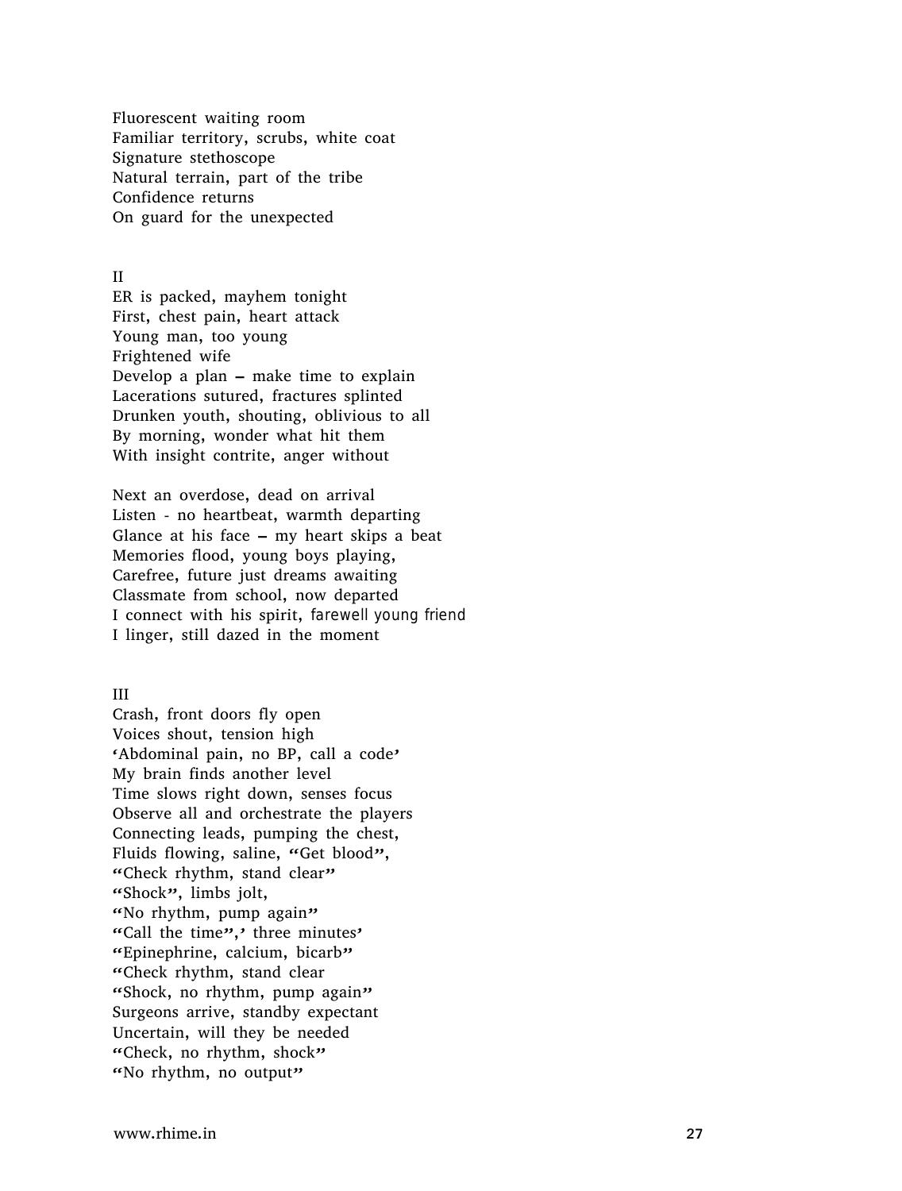Fluorescent waiting room  
Familiar territory, scrubs, white coat  
Signature stethoscope  
Natural terrain, part of the tribe  
Confidence returns  
On guard for the unexpected

II

ER is packed, mayhem tonight  
First, chest pain, heart attack  
Young man, too young  
Frightened wife  
Develop a plan – make time to explain  
Lacerations sutured, fractures splinted  
Drunken youth, shouting, oblivious to all  
By morning, wonder what hit them  
With insight contrite, anger without

Next an overdose, dead on arrival  
Listen - no heartbeat, warmth departing  
Glance at his face – my heart skips a beat  
Memories flood, young boys playing,  
Carefree, future just dreams awaiting  
Classmate from school, now departed  
I connect with his spirit, farewell young friend  
I linger, still dazed in the moment

III

Crash, front doors fly open  
Voices shout, tension high  
'Abdominal pain, no BP, call a code'  
My brain finds another level  
Time slows right down, senses focus  
Observe all and orchestrate the players  
Connecting leads, pumping the chest,  
Fluids flowing, saline, "Get blood",  
"Check rhythm, stand clear"  
"Shock", limbs jolt,  
"No rhythm, pump again"  
"Call the time",' three minutes'  
"Epinephrine, calcium, bicarb"  
"Check rhythm, stand clear  
"Shock, no rhythm, pump again"  
Surgeons arrive, standby expectant  
Uncertain, will they be needed  
"Check, no rhythm, shock"  
"No rhythm, no output"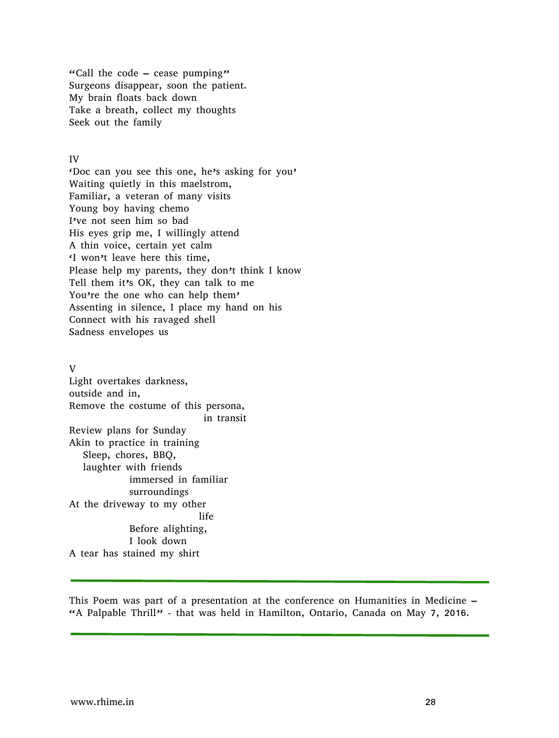"Call the code – cease pumping"
Surgeons disappear, soon the patient.
My brain floats back down
Take a breath, collect my thoughts
Seek out the family

IV

'Doc can you see this one, he's asking for you'
Waiting quietly in this maelstrom,
Familiar, a veteran of many visits
Young boy having chemo
I've not seen him so bad
His eyes grip me, I willingly attend
A thin voice, certain yet calm
'I won't leave here this time,
Please help my parents, they don't think I know
Tell them it's OK, they can talk to me
You're the one who can help them'
Assenting in silence, I place my hand on his
Connect with his ravaged shell
Sadness envelopes us

V

Light overtakes darkness,
outside and in,
Remove the costume of this persona,
                              in transit
Review plans for Sunday
Akin to practice in training
   Sleep, chores, BBQ,
   laughter with friends
            immersed in familiar
            surroundings
At the driveway to my other
                              life
            Before alighting,
            I look down
A tear has stained my shirt

---

This Poem was part of a presentation at the conference on Humanities in Medicine – "A Palpable Thrill" - that was held in Hamilton, Ontario, Canada on May 7, 2016.

---